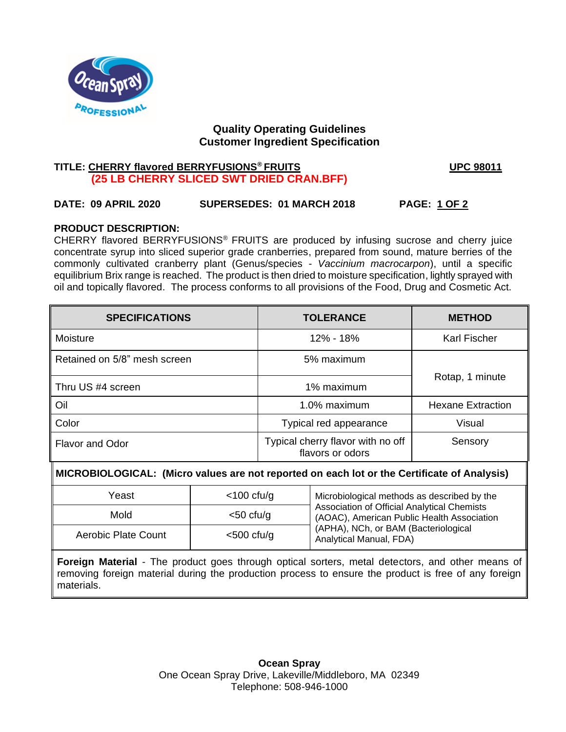## Quality Operating Guidelines
## Customer Ingredient Specification

**TITLE: CHERRY flavored BERRYFUSIONS® FRUITS** **UPC 98011**
**(25 LB CHERRY SLICED SWT DRIED CRAN.BFF)**

**DATE: 09 APRIL 2020** **SUPERSEDES: 01 MARCH 2018** **PAGE: 1 OF 2**

**PRODUCT DESCRIPTION:**
CHERRY flavored BERRYFUSIONS® FRUITS are produced by infusing sucrose and cherry juice concentrate syrup into sliced superior grade cranberries, prepared from sound, mature berries of the commonly cultivated cranberry plant (Genus/species - *Vaccinium macrocarpon*), until a specific equilibrium Brix range is reached. The product is then dried to moisture specification, lightly sprayed with oil and topically flavored. The process conforms to all provisions of the Food, Drug and Cosmetic Act.

| SPECIFICATIONS | TOLERANCE | METHOD |
|---|---|---|
| Moisture | 12% - 18% | Karl Fischer |
| Retained on 5/8" mesh screen | 5% maximum | Rotap, 1 minute |
| Thru US #4 screen | 1% maximum | |
| Oil | 1.0% maximum | Hexane Extraction |
| Color | Typical red appearance | Visual |
| Flavor and Odor | Typical cherry flavor with no off flavors or odors | Sensory |

**MICROBIOLOGICAL: (Micro values are not reported on each lot or the Certificate of Analysis)**

| | | |
|---|---|---|
| Yeast | <100 cfu/g | Microbiological methods as described by the Association of Official Analytical Chemists (AOAC), American Public Health Association (APHA), NCh, or BAM (Bacteriological Analytical Manual, FDA) |
| Mold | <50 cfu/g | |
| Aerobic Plate Count | <500 cfu/g | |

**Foreign Material** - The product goes through optical sorters, metal detectors, and other means of removing foreign material during the production process to ensure the product is free of any foreign materials.

**Ocean Spray**
One Ocean Spray Drive, Lakeville/Middleboro, MA 02349
Telephone: 508-946-1000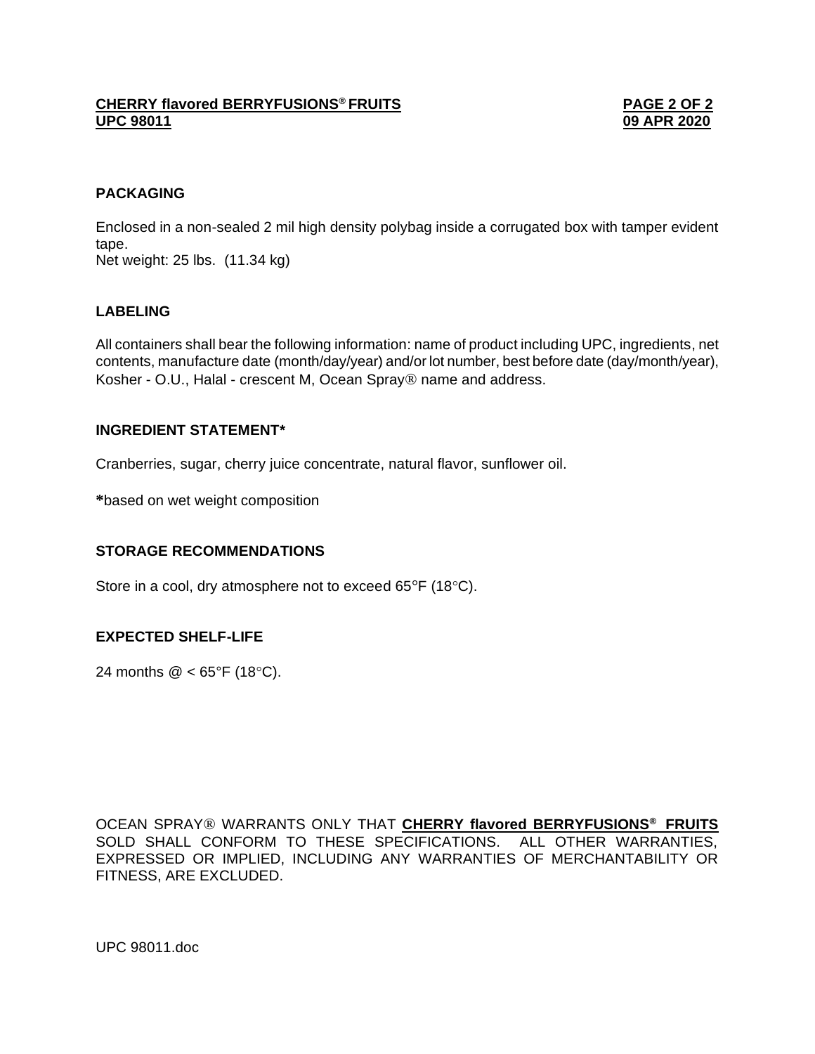## PACKAGING

Enclosed in a non-sealed 2 mil high density polybag inside a corrugated box with tamper evident tape.
Net weight: 25 lbs. (11.34 kg)

## LABELING

All containers shall bear the following information: name of product including UPC, ingredients, net contents, manufacture date (month/day/year) and/or lot number, best before date (day/month/year), Kosher - O.U., Halal - crescent M, Ocean Spray® name and address.

## INGREDIENT STATEMENT*

Cranberries, sugar, cherry juice concentrate, natural flavor, sunflower oil.

***based on wet weight composition**

## STORAGE RECOMMENDATIONS

Store in a cool, dry atmosphere not to exceed 65°F (18°C).

## EXPECTED SHELF-LIFE

24 months @ < 65°F (18°C).

OCEAN SPRAY® WARRANTS ONLY THAT **CHERRY flavored BERRYFUSIONS® FRUITS** SOLD SHALL CONFORM TO THESE SPECIFICATIONS. ALL OTHER WARRANTIES, EXPRESSED OR IMPLIED, INCLUDING ANY WARRANTIES OF MERCHANTABILITY OR FITNESS, ARE EXCLUDED.

UPC 98011.doc